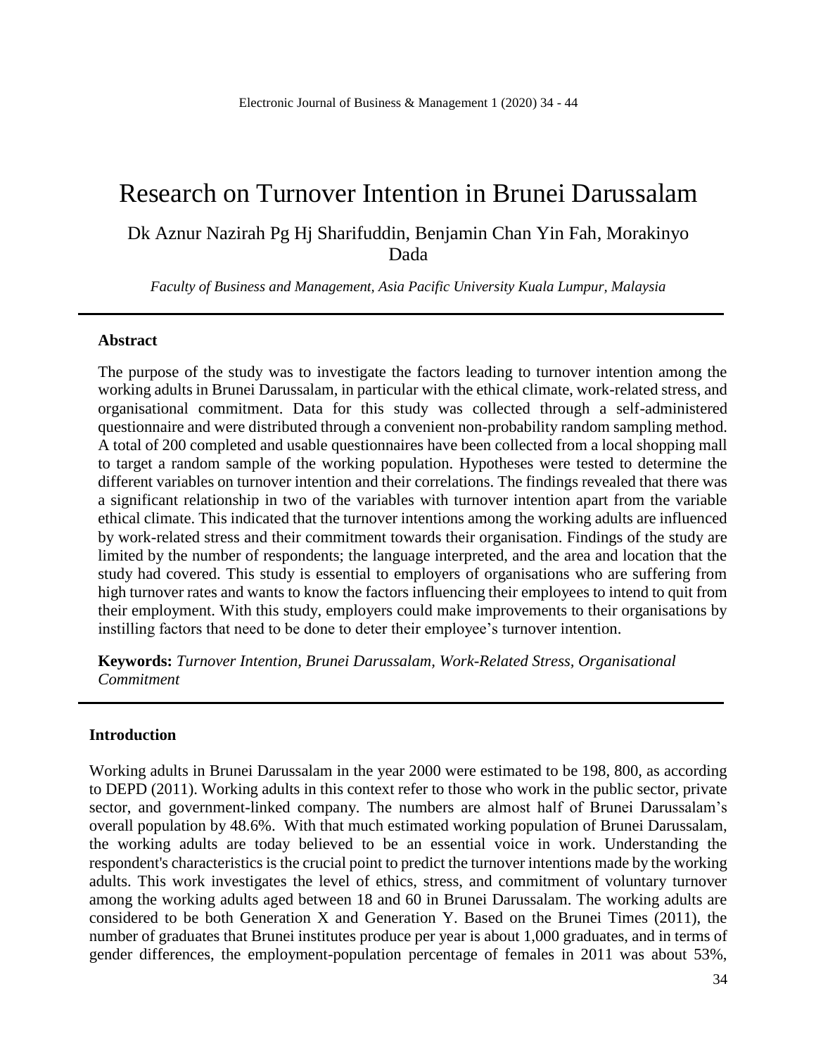# Research on Turnover Intention in Brunei Darussalam

Dk Aznur Nazirah Pg Hj Sharifuddin, Benjamin Chan Yin Fah, Morakinyo Dada

*Faculty of Business and Management, Asia Pacific University Kuala Lumpur, Malaysia*

---

## Abstract

The purpose of the study was to investigate the factors leading to turnover intention among the working adults in Brunei Darussalam, in particular with the ethical climate, work-related stress, and organisational commitment. Data for this study was collected through a self-administered questionnaire and were distributed through a convenient non-probability random sampling method. A total of 200 completed and usable questionnaires have been collected from a local shopping mall to target a random sample of the working population. Hypotheses were tested to determine the different variables on turnover intention and their correlations. The findings revealed that there was a significant relationship in two of the variables with turnover intention apart from the variable ethical climate. This indicated that the turnover intentions among the working adults are influenced by work-related stress and their commitment towards their organisation. Findings of the study are limited by the number of respondents; the language interpreted, and the area and location that the study had covered. This study is essential to employers of organisations who are suffering from high turnover rates and wants to know the factors influencing their employees to intend to quit from their employment. With this study, employers could make improvements to their organisations by instilling factors that need to be done to deter their employee's turnover intention.

**Keywords:** *Turnover Intention, Brunei Darussalam, Work-Related Stress, Organisational Commitment*

---

## Introduction

Working adults in Brunei Darussalam in the year 2000 were estimated to be 198, 800, as according to DEPD (2011). Working adults in this context refer to those who work in the public sector, private sector, and government-linked company. The numbers are almost half of Brunei Darussalam's overall population by 48.6%. With that much estimated working population of Brunei Darussalam, the working adults are today believed to be an essential voice in work. Understanding the respondent's characteristics is the crucial point to predict the turnover intentions made by the working adults. This work investigates the level of ethics, stress, and commitment of voluntary turnover among the working adults aged between 18 and 60 in Brunei Darussalam. The working adults are considered to be both Generation X and Generation Y. Based on the Brunei Times (2011), the number of graduates that Brunei institutes produce per year is about 1,000 graduates, and in terms of gender differences, the employment-population percentage of females in 2011 was about 53%,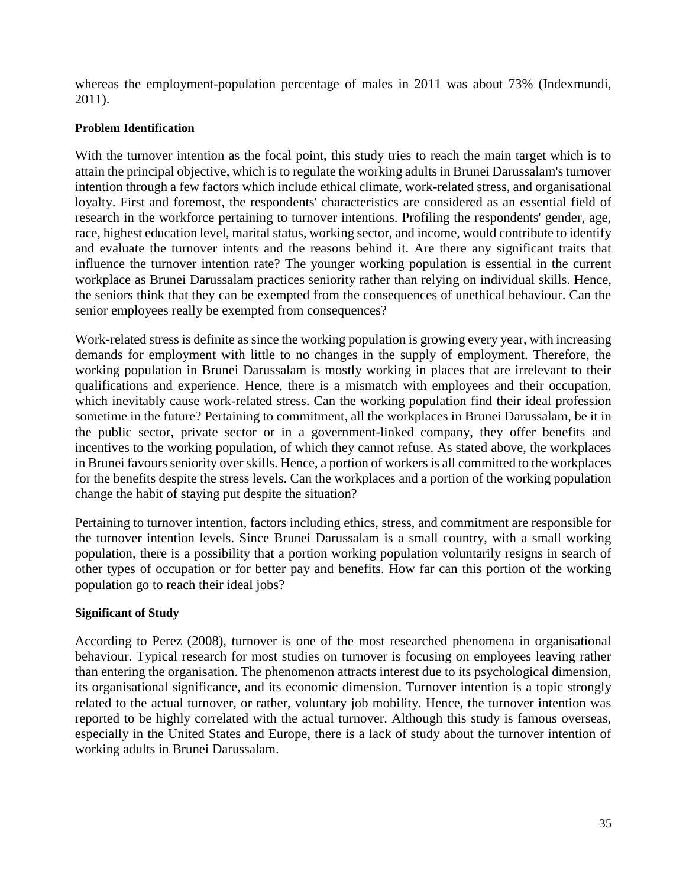whereas the employment-population percentage of males in 2011 was about 73% (Indexmundi, 2011).

**Problem Identification**

With the turnover intention as the focal point, this study tries to reach the main target which is to attain the principal objective, which is to regulate the working adults in Brunei Darussalam's turnover intention through a few factors which include ethical climate, work-related stress, and organisational loyalty. First and foremost, the respondents' characteristics are considered as an essential field of research in the workforce pertaining to turnover intentions. Profiling the respondents' gender, age, race, highest education level, marital status, working sector, and income, would contribute to identify and evaluate the turnover intents and the reasons behind it. Are there any significant traits that influence the turnover intention rate? The younger working population is essential in the current workplace as Brunei Darussalam practices seniority rather than relying on individual skills. Hence, the seniors think that they can be exempted from the consequences of unethical behaviour. Can the senior employees really be exempted from consequences?

Work-related stress is definite as since the working population is growing every year, with increasing demands for employment with little to no changes in the supply of employment. Therefore, the working population in Brunei Darussalam is mostly working in places that are irrelevant to their qualifications and experience. Hence, there is a mismatch with employees and their occupation, which inevitably cause work-related stress. Can the working population find their ideal profession sometime in the future? Pertaining to commitment, all the workplaces in Brunei Darussalam, be it in the public sector, private sector or in a government-linked company, they offer benefits and incentives to the working population, of which they cannot refuse. As stated above, the workplaces in Brunei favours seniority over skills. Hence, a portion of workers is all committed to the workplaces for the benefits despite the stress levels. Can the workplaces and a portion of the working population change the habit of staying put despite the situation?

Pertaining to turnover intention, factors including ethics, stress, and commitment are responsible for the turnover intention levels. Since Brunei Darussalam is a small country, with a small working population, there is a possibility that a portion working population voluntarily resigns in search of other types of occupation or for better pay and benefits. How far can this portion of the working population go to reach their ideal jobs?

**Significant of Study**

According to Perez (2008), turnover is one of the most researched phenomena in organisational behaviour. Typical research for most studies on turnover is focusing on employees leaving rather than entering the organisation. The phenomenon attracts interest due to its psychological dimension, its organisational significance, and its economic dimension. Turnover intention is a topic strongly related to the actual turnover, or rather, voluntary job mobility. Hence, the turnover intention was reported to be highly correlated with the actual turnover. Although this study is famous overseas, especially in the United States and Europe, there is a lack of study about the turnover intention of working adults in Brunei Darussalam.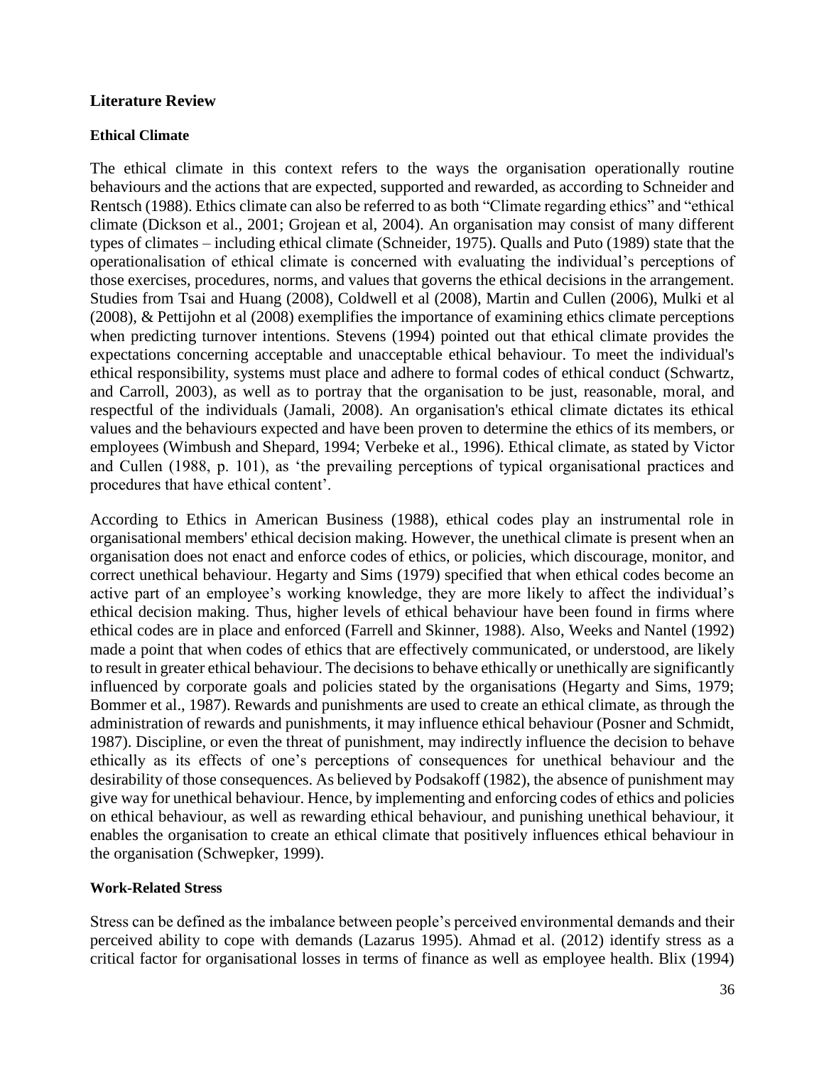## Literature Review

### Ethical Climate

The ethical climate in this context refers to the ways the organisation operationally routine behaviours and the actions that are expected, supported and rewarded, as according to Schneider and Rentsch (1988). Ethics climate can also be referred to as both "Climate regarding ethics" and "ethical climate (Dickson et al., 2001; Grojean et al, 2004). An organisation may consist of many different types of climates – including ethical climate (Schneider, 1975). Qualls and Puto (1989) state that the operationalisation of ethical climate is concerned with evaluating the individual's perceptions of those exercises, procedures, norms, and values that governs the ethical decisions in the arrangement. Studies from Tsai and Huang (2008), Coldwell et al (2008), Martin and Cullen (2006), Mulki et al (2008), & Pettijohn et al (2008) exemplifies the importance of examining ethics climate perceptions when predicting turnover intentions. Stevens (1994) pointed out that ethical climate provides the expectations concerning acceptable and unacceptable ethical behaviour. To meet the individual's ethical responsibility, systems must place and adhere to formal codes of ethical conduct (Schwartz, and Carroll, 2003), as well as to portray that the organisation to be just, reasonable, moral, and respectful of the individuals (Jamali, 2008). An organisation's ethical climate dictates its ethical values and the behaviours expected and have been proven to determine the ethics of its members, or employees (Wimbush and Shepard, 1994; Verbeke et al., 1996). Ethical climate, as stated by Victor and Cullen (1988, p. 101), as 'the prevailing perceptions of typical organisational practices and procedures that have ethical content'.

According to Ethics in American Business (1988), ethical codes play an instrumental role in organisational members' ethical decision making. However, the unethical climate is present when an organisation does not enact and enforce codes of ethics, or policies, which discourage, monitor, and correct unethical behaviour. Hegarty and Sims (1979) specified that when ethical codes become an active part of an employee's working knowledge, they are more likely to affect the individual's ethical decision making. Thus, higher levels of ethical behaviour have been found in firms where ethical codes are in place and enforced (Farrell and Skinner, 1988). Also, Weeks and Nantel (1992) made a point that when codes of ethics that are effectively communicated, or understood, are likely to result in greater ethical behaviour. The decisions to behave ethically or unethically are significantly influenced by corporate goals and policies stated by the organisations (Hegarty and Sims, 1979; Bommer et al., 1987). Rewards and punishments are used to create an ethical climate, as through the administration of rewards and punishments, it may influence ethical behaviour (Posner and Schmidt, 1987). Discipline, or even the threat of punishment, may indirectly influence the decision to behave ethically as its effects of one's perceptions of consequences for unethical behaviour and the desirability of those consequences. As believed by Podsakoff (1982), the absence of punishment may give way for unethical behaviour. Hence, by implementing and enforcing codes of ethics and policies on ethical behaviour, as well as rewarding ethical behaviour, and punishing unethical behaviour, it enables the organisation to create an ethical climate that positively influences ethical behaviour in the organisation (Schwepker, 1999).

### Work-Related Stress

Stress can be defined as the imbalance between people's perceived environmental demands and their perceived ability to cope with demands (Lazarus 1995). Ahmad et al. (2012) identify stress as a critical factor for organisational losses in terms of finance as well as employee health. Blix (1994)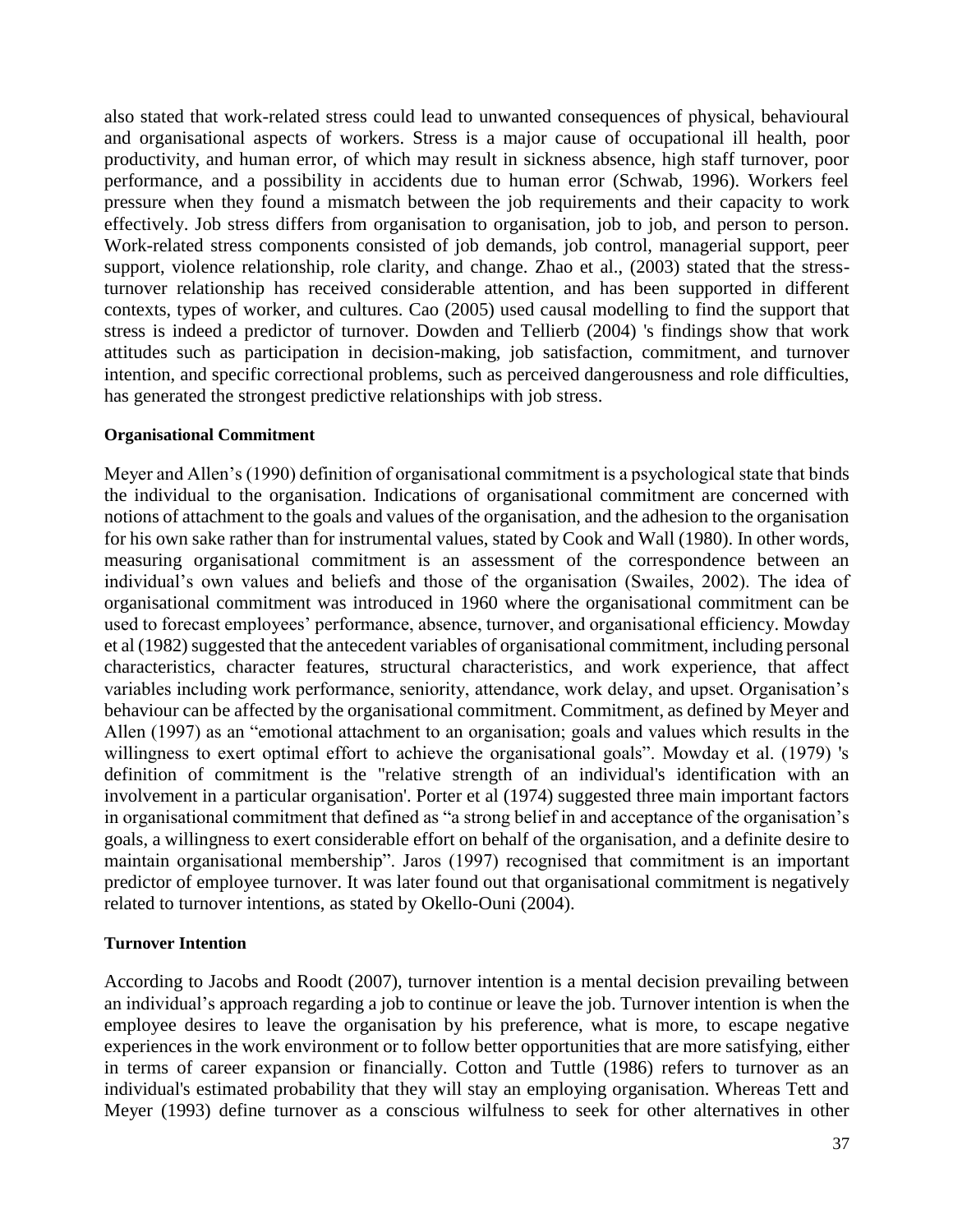also stated that work-related stress could lead to unwanted consequences of physical, behavioural and organisational aspects of workers. Stress is a major cause of occupational ill health, poor productivity, and human error, of which may result in sickness absence, high staff turnover, poor performance, and a possibility in accidents due to human error (Schwab, 1996). Workers feel pressure when they found a mismatch between the job requirements and their capacity to work effectively. Job stress differs from organisation to organisation, job to job, and person to person. Work-related stress components consisted of job demands, job control, managerial support, peer support, violence relationship, role clarity, and change. Zhao et al., (2003) stated that the stress-turnover relationship has received considerable attention, and has been supported in different contexts, types of worker, and cultures. Cao (2005) used causal modelling to find the support that stress is indeed a predictor of turnover. Dowden and Tellierb (2004) 's findings show that work attitudes such as participation in decision-making, job satisfaction, commitment, and turnover intention, and specific correctional problems, such as perceived dangerousness and role difficulties, has generated the strongest predictive relationships with job stress.

**Organisational Commitment**

Meyer and Allen's (1990) definition of organisational commitment is a psychological state that binds the individual to the organisation. Indications of organisational commitment are concerned with notions of attachment to the goals and values of the organisation, and the adhesion to the organisation for his own sake rather than for instrumental values, stated by Cook and Wall (1980). In other words, measuring organisational commitment is an assessment of the correspondence between an individual's own values and beliefs and those of the organisation (Swailes, 2002). The idea of organisational commitment was introduced in 1960 where the organisational commitment can be used to forecast employees' performance, absence, turnover, and organisational efficiency. Mowday et al (1982) suggested that the antecedent variables of organisational commitment, including personal characteristics, character features, structural characteristics, and work experience, that affect variables including work performance, seniority, attendance, work delay, and upset. Organisation's behaviour can be affected by the organisational commitment. Commitment, as defined by Meyer and Allen (1997) as an "emotional attachment to an organisation; goals and values which results in the willingness to exert optimal effort to achieve the organisational goals". Mowday et al. (1979) 's definition of commitment is the "relative strength of an individual's identification with an involvement in a particular organisation'. Porter et al (1974) suggested three main important factors in organisational commitment that defined as "a strong belief in and acceptance of the organisation's goals, a willingness to exert considerable effort on behalf of the organisation, and a definite desire to maintain organisational membership". Jaros (1997) recognised that commitment is an important predictor of employee turnover. It was later found out that organisational commitment is negatively related to turnover intentions, as stated by Okello-Ouni (2004).

**Turnover Intention**

According to Jacobs and Roodt (2007), turnover intention is a mental decision prevailing between an individual's approach regarding a job to continue or leave the job. Turnover intention is when the employee desires to leave the organisation by his preference, what is more, to escape negative experiences in the work environment or to follow better opportunities that are more satisfying, either in terms of career expansion or financially. Cotton and Tuttle (1986) refers to turnover as an individual's estimated probability that they will stay an employing organisation. Whereas Tett and Meyer (1993) define turnover as a conscious wilfulness to seek for other alternatives in other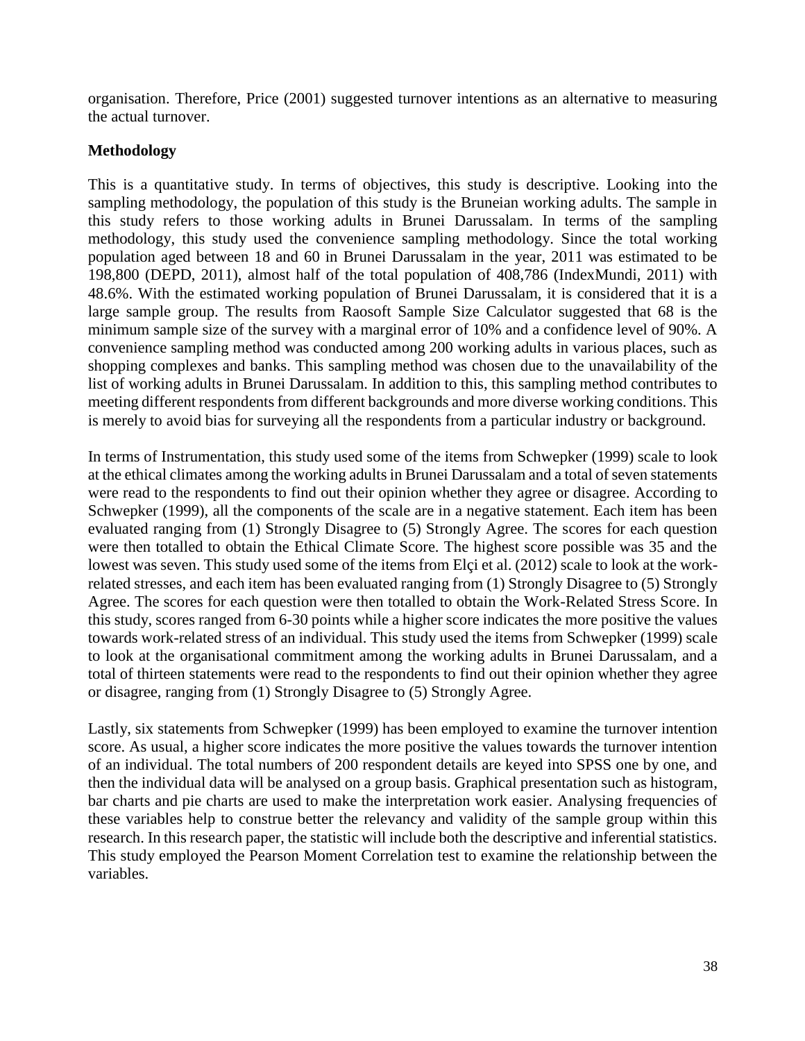organisation. Therefore, Price (2001) suggested turnover intentions as an alternative to measuring the actual turnover.

**Methodology**

This is a quantitative study. In terms of objectives, this study is descriptive. Looking into the sampling methodology, the population of this study is the Bruneian working adults. The sample in this study refers to those working adults in Brunei Darussalam. In terms of the sampling methodology, this study used the convenience sampling methodology. Since the total working population aged between 18 and 60 in Brunei Darussalam in the year, 2011 was estimated to be 198,800 (DEPD, 2011), almost half of the total population of 408,786 (IndexMundi, 2011) with 48.6%. With the estimated working population of Brunei Darussalam, it is considered that it is a large sample group. The results from Raosoft Sample Size Calculator suggested that 68 is the minimum sample size of the survey with a marginal error of 10% and a confidence level of 90%. A convenience sampling method was conducted among 200 working adults in various places, such as shopping complexes and banks. This sampling method was chosen due to the unavailability of the list of working adults in Brunei Darussalam. In addition to this, this sampling method contributes to meeting different respondents from different backgrounds and more diverse working conditions. This is merely to avoid bias for surveying all the respondents from a particular industry or background.

In terms of Instrumentation, this study used some of the items from Schwepker (1999) scale to look at the ethical climates among the working adults in Brunei Darussalam and a total of seven statements were read to the respondents to find out their opinion whether they agree or disagree. According to Schwepker (1999), all the components of the scale are in a negative statement. Each item has been evaluated ranging from (1) Strongly Disagree to (5) Strongly Agree. The scores for each question were then totalled to obtain the Ethical Climate Score. The highest score possible was 35 and the lowest was seven. This study used some of the items from Elçi et al. (2012) scale to look at the work-related stresses, and each item has been evaluated ranging from (1) Strongly Disagree to (5) Strongly Agree. The scores for each question were then totalled to obtain the Work-Related Stress Score. In this study, scores ranged from 6-30 points while a higher score indicates the more positive the values towards work-related stress of an individual. This study used the items from Schwepker (1999) scale to look at the organisational commitment among the working adults in Brunei Darussalam, and a total of thirteen statements were read to the respondents to find out their opinion whether they agree or disagree, ranging from (1) Strongly Disagree to (5) Strongly Agree.

Lastly, six statements from Schwepker (1999) has been employed to examine the turnover intention score. As usual, a higher score indicates the more positive the values towards the turnover intention of an individual. The total numbers of 200 respondent details are keyed into SPSS one by one, and then the individual data will be analysed on a group basis. Graphical presentation such as histogram, bar charts and pie charts are used to make the interpretation work easier. Analysing frequencies of these variables help to construe better the relevancy and validity of the sample group within this research. In this research paper, the statistic will include both the descriptive and inferential statistics. This study employed the Pearson Moment Correlation test to examine the relationship between the variables.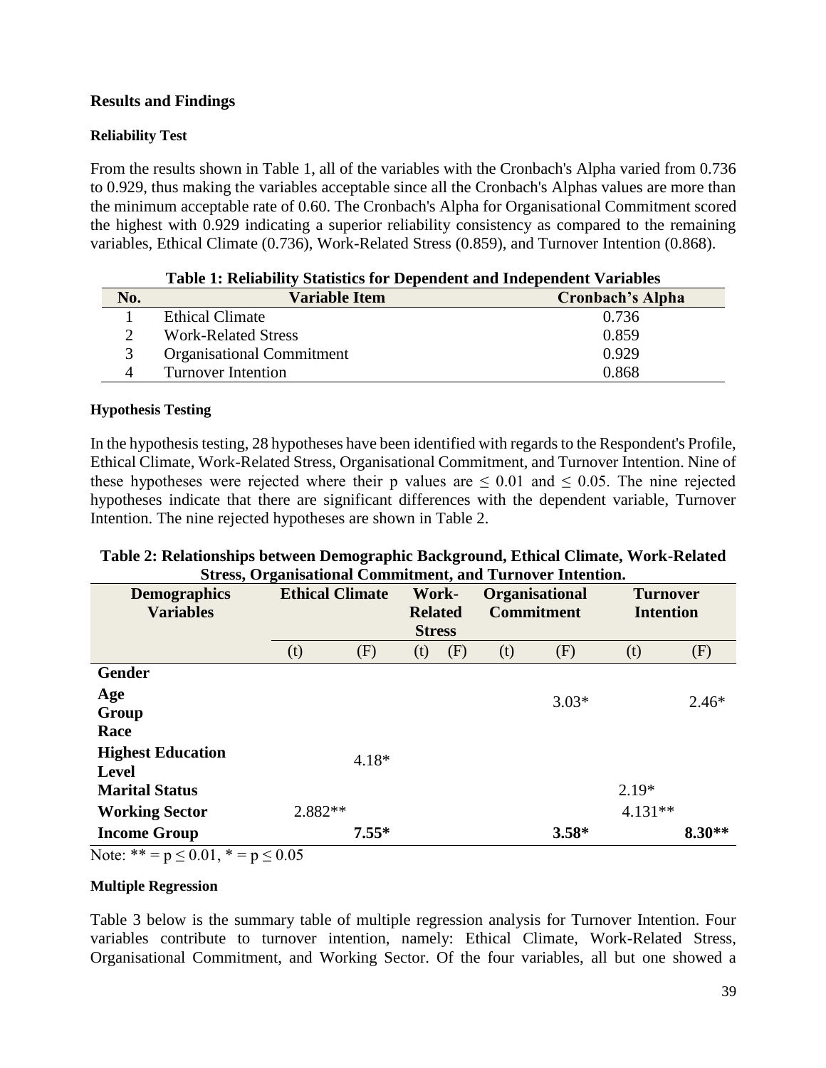## Results and Findings

### Reliability Test

From the results shown in Table 1, all of the variables with the Cronbach's Alpha varied from 0.736 to 0.929, thus making the variables acceptable since all the Cronbach's Alphas values are more than the minimum acceptable rate of 0.60. The Cronbach's Alpha for Organisational Commitment scored the highest with 0.929 indicating a superior reliability consistency as compared to the remaining variables, Ethical Climate (0.736), Work-Related Stress (0.859), and Turnover Intention (0.868).

**Table 1: Reliability Statistics for Dependent and Independent Variables**

| No. | Variable Item | Cronbach's Alpha |
|---|---|---|
| 1 | Ethical Climate | 0.736 |
| 2 | Work-Related Stress | 0.859 |
| 3 | Organisational Commitment | 0.929 |
| 4 | Turnover Intention | 0.868 |

### Hypothesis Testing

In the hypothesis testing, 28 hypotheses have been identified with regards to the Respondent's Profile, Ethical Climate, Work-Related Stress, Organisational Commitment, and Turnover Intention. Nine of these hypotheses were rejected where their p values are $\leq 0.01$ and $\leq 0.05$. The nine rejected hypotheses indicate that there are significant differences with the dependent variable, Turnover Intention. The nine rejected hypotheses are shown in Table 2.

**Table 2: Relationships between Demographic Background, Ethical Climate, Work-Related Stress, Organisational Commitment, and Turnover Intention.**

| Demographics Variables | Ethical Climate | | Work-Related Stress | | Organisational Commitment | | Turnover Intention | |
|---|---|---|---|---|---|---|---|---|
| | (t) | (F) | (t) | (F) | (t) | (F) | (t) | (F) |
| **Gender** | | | | | | | | |
| **Age Group** | | | | | | 3.03* | | 2.46* |
| **Race** | | | | | | | | |
| **Highest Education Level** | | 4.18* | | | | | | |
| **Marital Status** | | | | | | | 2.19* | |
| **Working Sector** | 2.882** | | | | | | 4.131** | |
| **Income Group** | | **7.55*** | | | | **3.58*** | | **8.30**** |

Note: ** = $p \leq 0.01$, * = $p \leq 0.05$

### Multiple Regression

Table 3 below is the summary table of multiple regression analysis for Turnover Intention. Four variables contribute to turnover intention, namely: Ethical Climate, Work-Related Stress, Organisational Commitment, and Working Sector. Of the four variables, all but one showed a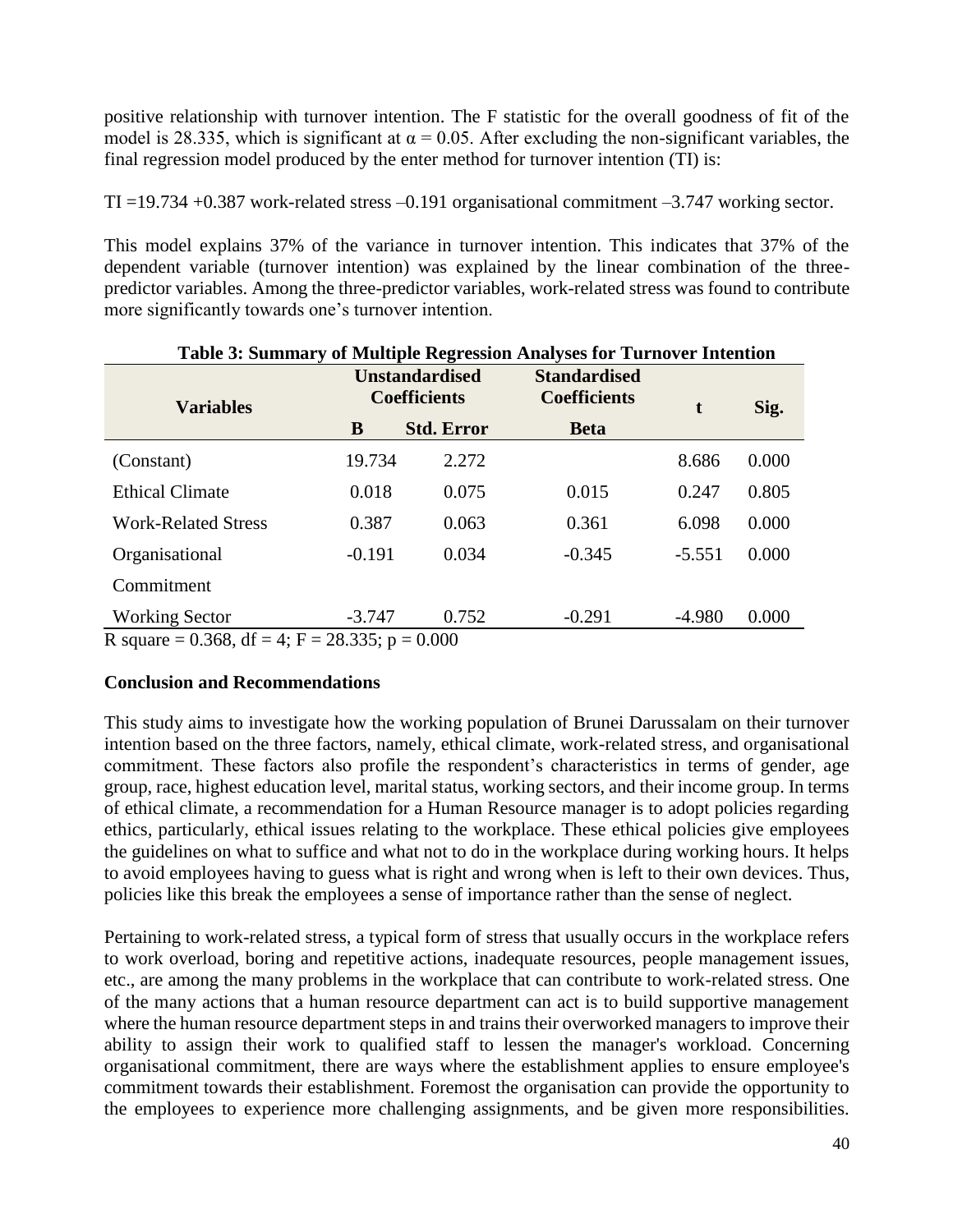positive relationship with turnover intention. The F statistic for the overall goodness of fit of the model is 28.335, which is significant at $\alpha = 0.05$. After excluding the non-significant variables, the final regression model produced by the enter method for turnover intention (TI) is:

TI =19.734 +0.387 work-related stress –0.191 organisational commitment –3.747 working sector.

This model explains 37% of the variance in turnover intention. This indicates that 37% of the dependent variable (turnover intention) was explained by the linear combination of the three-predictor variables. Among the three-predictor variables, work-related stress was found to contribute more significantly towards one's turnover intention.

**Table 3: Summary of Multiple Regression Analyses for Turnover Intention**

| Variables | Unstandardised Coefficients | | Standardised Coefficients | t | Sig. |
|---|---|---|---|---|---|
| | B | Std. Error | Beta | | |
| (Constant) | 19.734 | 2.272 | | 8.686 | 0.000 |
| Ethical Climate | 0.018 | 0.075 | 0.015 | 0.247 | 0.805 |
| Work-Related Stress | 0.387 | 0.063 | 0.361 | 6.098 | 0.000 |
| Organisational Commitment | -0.191 | 0.034 | -0.345 | -5.551 | 0.000 |
| Working Sector | -3.747 | 0.752 | -0.291 | -4.980 | 0.000 |

R square = 0.368, df = 4; F = 28.335; p = 0.000

## Conclusion and Recommendations

This study aims to investigate how the working population of Brunei Darussalam on their turnover intention based on the three factors, namely, ethical climate, work-related stress, and organisational commitment. These factors also profile the respondent's characteristics in terms of gender, age group, race, highest education level, marital status, working sectors, and their income group. In terms of ethical climate, a recommendation for a Human Resource manager is to adopt policies regarding ethics, particularly, ethical issues relating to the workplace. These ethical policies give employees the guidelines on what to suffice and what not to do in the workplace during working hours. It helps to avoid employees having to guess what is right and wrong when is left to their own devices. Thus, policies like this break the employees a sense of importance rather than the sense of neglect.

Pertaining to work-related stress, a typical form of stress that usually occurs in the workplace refers to work overload, boring and repetitive actions, inadequate resources, people management issues, etc., are among the many problems in the workplace that can contribute to work-related stress. One of the many actions that a human resource department can act is to build supportive management where the human resource department steps in and trains their overworked managers to improve their ability to assign their work to qualified staff to lessen the manager's workload. Concerning organisational commitment, there are ways where the establishment applies to ensure employee's commitment towards their establishment. Foremost the organisation can provide the opportunity to the employees to experience more challenging assignments, and be given more responsibilities.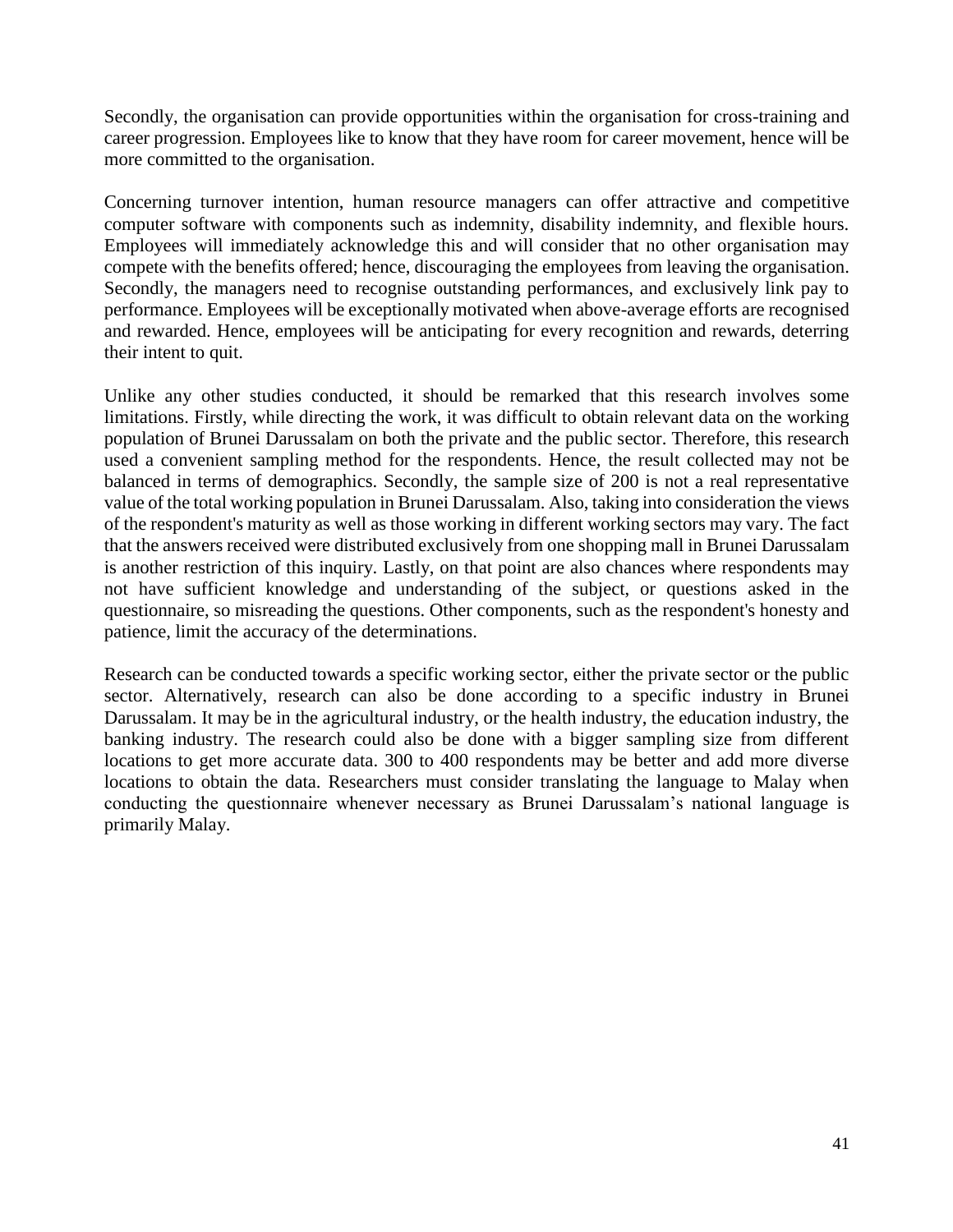Secondly, the organisation can provide opportunities within the organisation for cross-training and career progression. Employees like to know that they have room for career movement, hence will be more committed to the organisation.

Concerning turnover intention, human resource managers can offer attractive and competitive computer software with components such as indemnity, disability indemnity, and flexible hours. Employees will immediately acknowledge this and will consider that no other organisation may compete with the benefits offered; hence, discouraging the employees from leaving the organisation. Secondly, the managers need to recognise outstanding performances, and exclusively link pay to performance. Employees will be exceptionally motivated when above-average efforts are recognised and rewarded. Hence, employees will be anticipating for every recognition and rewards, deterring their intent to quit.

Unlike any other studies conducted, it should be remarked that this research involves some limitations. Firstly, while directing the work, it was difficult to obtain relevant data on the working population of Brunei Darussalam on both the private and the public sector. Therefore, this research used a convenient sampling method for the respondents. Hence, the result collected may not be balanced in terms of demographics. Secondly, the sample size of 200 is not a real representative value of the total working population in Brunei Darussalam. Also, taking into consideration the views of the respondent's maturity as well as those working in different working sectors may vary. The fact that the answers received were distributed exclusively from one shopping mall in Brunei Darussalam is another restriction of this inquiry. Lastly, on that point are also chances where respondents may not have sufficient knowledge and understanding of the subject, or questions asked in the questionnaire, so misreading the questions. Other components, such as the respondent's honesty and patience, limit the accuracy of the determinations.

Research can be conducted towards a specific working sector, either the private sector or the public sector. Alternatively, research can also be done according to a specific industry in Brunei Darussalam. It may be in the agricultural industry, or the health industry, the education industry, the banking industry. The research could also be done with a bigger sampling size from different locations to get more accurate data. 300 to 400 respondents may be better and add more diverse locations to obtain the data. Researchers must consider translating the language to Malay when conducting the questionnaire whenever necessary as Brunei Darussalam's national language is primarily Malay.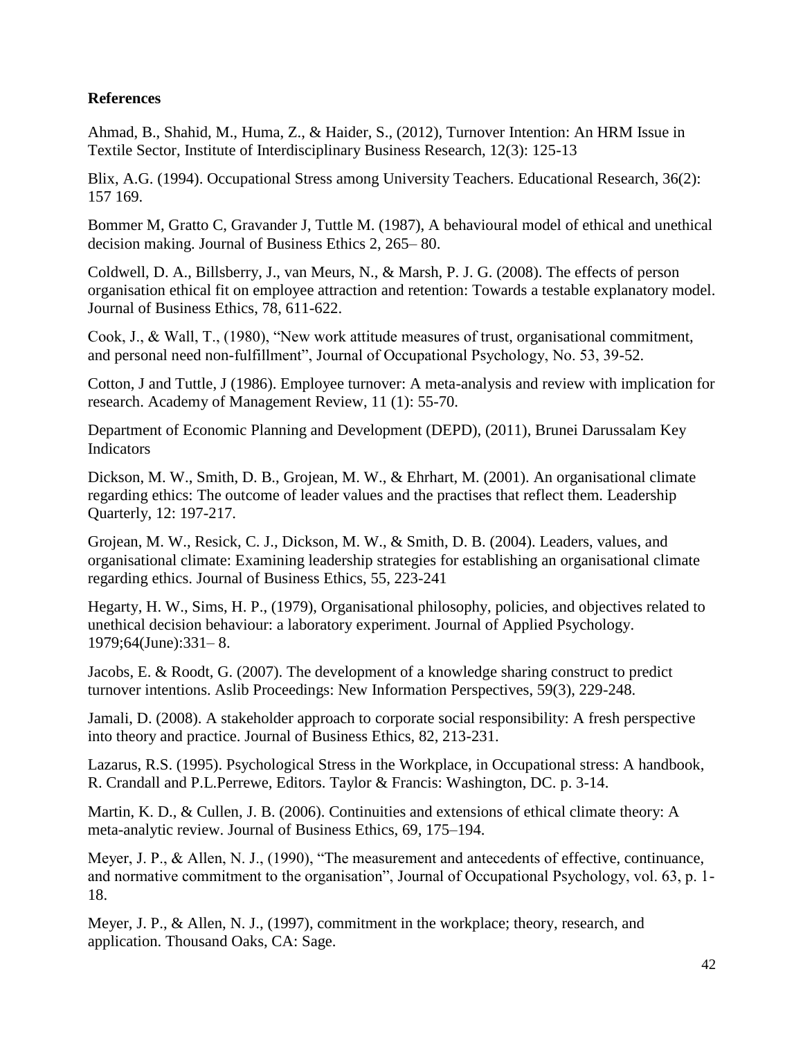**References**

Ahmad, B., Shahid, M., Huma, Z., & Haider, S., (2012), Turnover Intention: An HRM Issue in Textile Sector, Institute of Interdisciplinary Business Research, 12(3): 125-13

Blix, A.G. (1994). Occupational Stress among University Teachers. Educational Research, 36(2): 157 169.

Bommer M, Gratto C, Gravander J, Tuttle M. (1987), A behavioural model of ethical and unethical decision making. Journal of Business Ethics 2, 265– 80.

Coldwell, D. A., Billsberry, J., van Meurs, N., & Marsh, P. J. G. (2008). The effects of person organisation ethical fit on employee attraction and retention: Towards a testable explanatory model. Journal of Business Ethics, 78, 611-622.

Cook, J., & Wall, T., (1980), "New work attitude measures of trust, organisational commitment, and personal need non-fulfillment", Journal of Occupational Psychology, No. 53, 39-52.

Cotton, J and Tuttle, J (1986). Employee turnover: A meta-analysis and review with implication for research. Academy of Management Review, 11 (1): 55-70.

Department of Economic Planning and Development (DEPD), (2011), Brunei Darussalam Key Indicators

Dickson, M. W., Smith, D. B., Grojean, M. W., & Ehrhart, M. (2001). An organisational climate regarding ethics: The outcome of leader values and the practises that reflect them. Leadership Quarterly, 12: 197-217.

Grojean, M. W., Resick, C. J., Dickson, M. W., & Smith, D. B. (2004). Leaders, values, and organisational climate: Examining leadership strategies for establishing an organisational climate regarding ethics. Journal of Business Ethics, 55, 223-241

Hegarty, H. W., Sims, H. P., (1979), Organisational philosophy, policies, and objectives related to unethical decision behaviour: a laboratory experiment. Journal of Applied Psychology. 1979;64(June):331– 8.

Jacobs, E. & Roodt, G. (2007). The development of a knowledge sharing construct to predict turnover intentions. Aslib Proceedings: New Information Perspectives, 59(3), 229-248.

Jamali, D. (2008). A stakeholder approach to corporate social responsibility: A fresh perspective into theory and practice. Journal of Business Ethics, 82, 213-231.

Lazarus, R.S. (1995). Psychological Stress in the Workplace, in Occupational stress: A handbook, R. Crandall and P.L.Perrewe, Editors. Taylor & Francis: Washington, DC. p. 3-14.

Martin, K. D., & Cullen, J. B. (2006). Continuities and extensions of ethical climate theory: A meta-analytic review. Journal of Business Ethics, 69, 175–194.

Meyer, J. P., & Allen, N. J., (1990), "The measurement and antecedents of effective, continuance, and normative commitment to the organisation", Journal of Occupational Psychology, vol. 63, p. 1-18.

Meyer, J. P., & Allen, N. J., (1997), commitment in the workplace; theory, research, and application. Thousand Oaks, CA: Sage.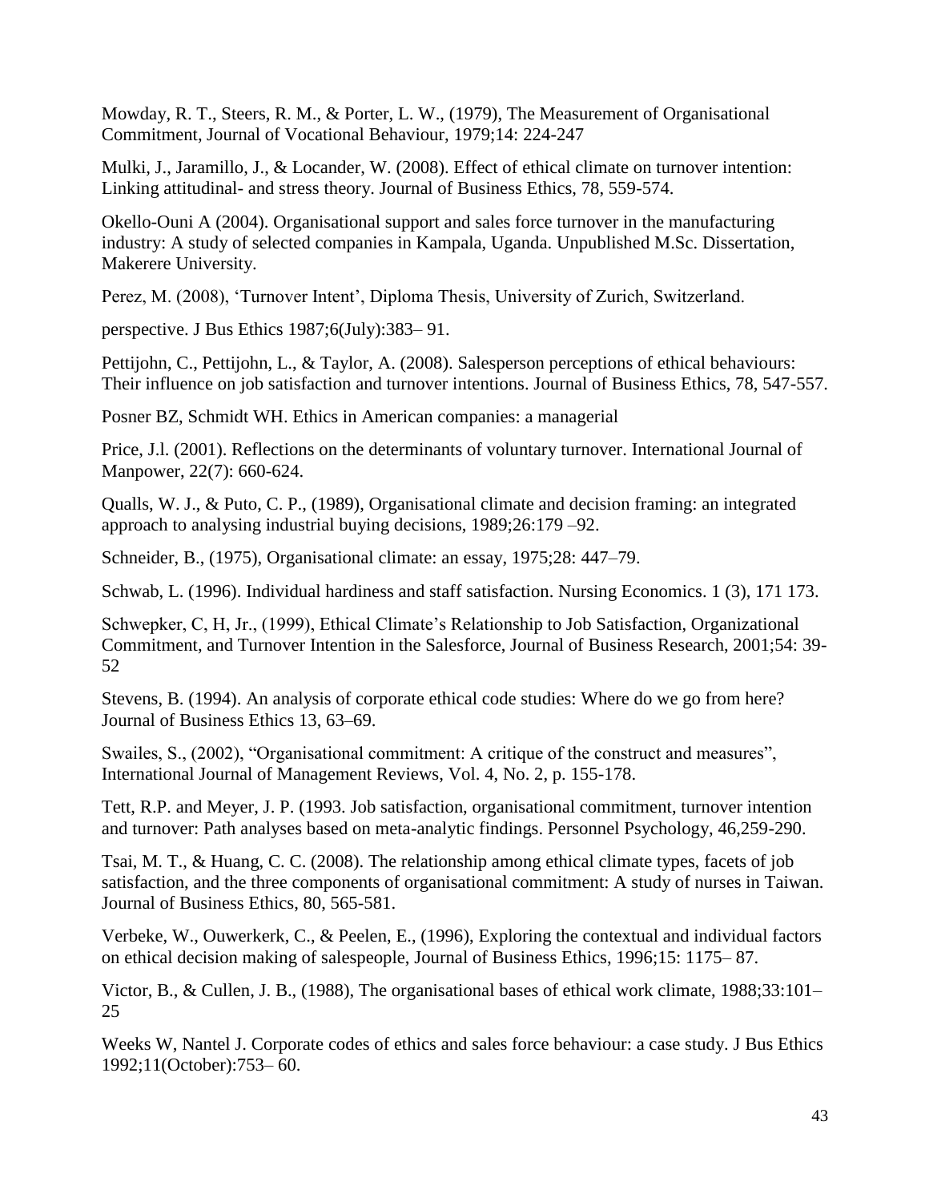Mowday, R. T., Steers, R. M., & Porter, L. W., (1979), The Measurement of Organisational Commitment, Journal of Vocational Behaviour, 1979;14: 224-247

Mulki, J., Jaramillo, J., & Locander, W. (2008). Effect of ethical climate on turnover intention: Linking attitudinal- and stress theory. Journal of Business Ethics, 78, 559-574.

Okello-Ouni A (2004). Organisational support and sales force turnover in the manufacturing industry: A study of selected companies in Kampala, Uganda. Unpublished M.Sc. Dissertation, Makerere University.

Perez, M. (2008), 'Turnover Intent', Diploma Thesis, University of Zurich, Switzerland.

perspective. J Bus Ethics 1987;6(July):383– 91.

Pettijohn, C., Pettijohn, L., & Taylor, A. (2008). Salesperson perceptions of ethical behaviours: Their influence on job satisfaction and turnover intentions. Journal of Business Ethics, 78, 547-557.

Posner BZ, Schmidt WH. Ethics in American companies: a managerial

Price, J.l. (2001). Reflections on the determinants of voluntary turnover. International Journal of Manpower, 22(7): 660-624.

Qualls, W. J., & Puto, C. P., (1989), Organisational climate and decision framing: an integrated approach to analysing industrial buying decisions, 1989;26:179 –92.

Schneider, B., (1975), Organisational climate: an essay, 1975;28: 447–79.

Schwab, L. (1996). Individual hardiness and staff satisfaction. Nursing Economics. 1 (3), 171 173.

Schwepker, C, H, Jr., (1999), Ethical Climate's Relationship to Job Satisfaction, Organizational Commitment, and Turnover Intention in the Salesforce, Journal of Business Research, 2001;54: 39-52

Stevens, B. (1994). An analysis of corporate ethical code studies: Where do we go from here? Journal of Business Ethics 13, 63–69.

Swailes, S., (2002), "Organisational commitment: A critique of the construct and measures", International Journal of Management Reviews, Vol. 4, No. 2, p. 155-178.

Tett, R.P. and Meyer, J. P. (1993. Job satisfaction, organisational commitment, turnover intention and turnover: Path analyses based on meta-analytic findings. Personnel Psychology, 46,259-290.

Tsai, M. T., & Huang, C. C. (2008). The relationship among ethical climate types, facets of job satisfaction, and the three components of organisational commitment: A study of nurses in Taiwan. Journal of Business Ethics, 80, 565-581.

Verbeke, W., Ouwerkerk, C., & Peelen, E., (1996), Exploring the contextual and individual factors on ethical decision making of salespeople, Journal of Business Ethics, 1996;15: 1175– 87.

Victor, B., & Cullen, J. B., (1988), The organisational bases of ethical work climate, 1988;33:101–25

Weeks W, Nantel J. Corporate codes of ethics and sales force behaviour: a case study. J Bus Ethics 1992;11(October):753– 60.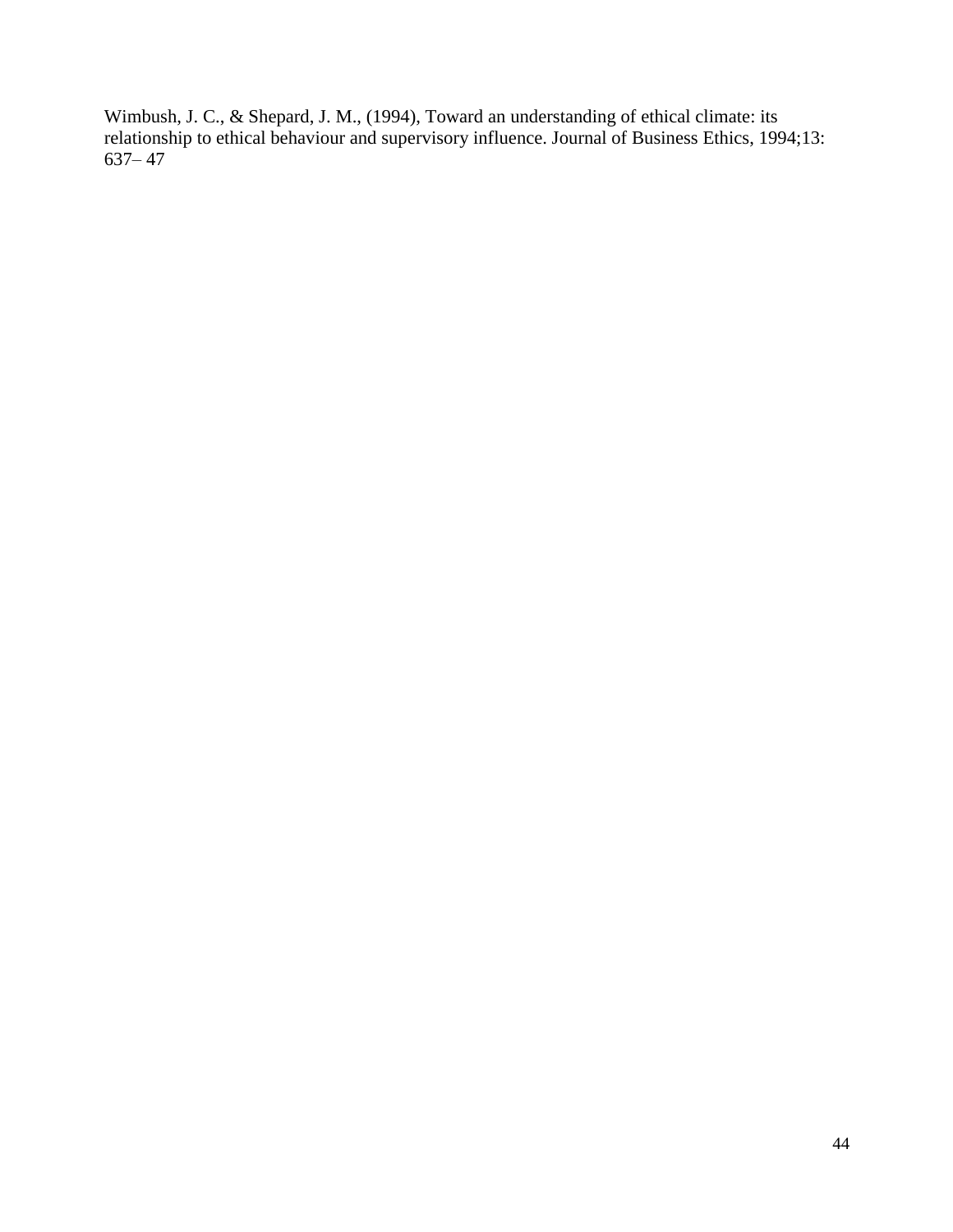Wimbush, J. C., & Shepard, J. M., (1994), Toward an understanding of ethical climate: its relationship to ethical behaviour and supervisory influence. Journal of Business Ethics, 1994;13: 637– 47